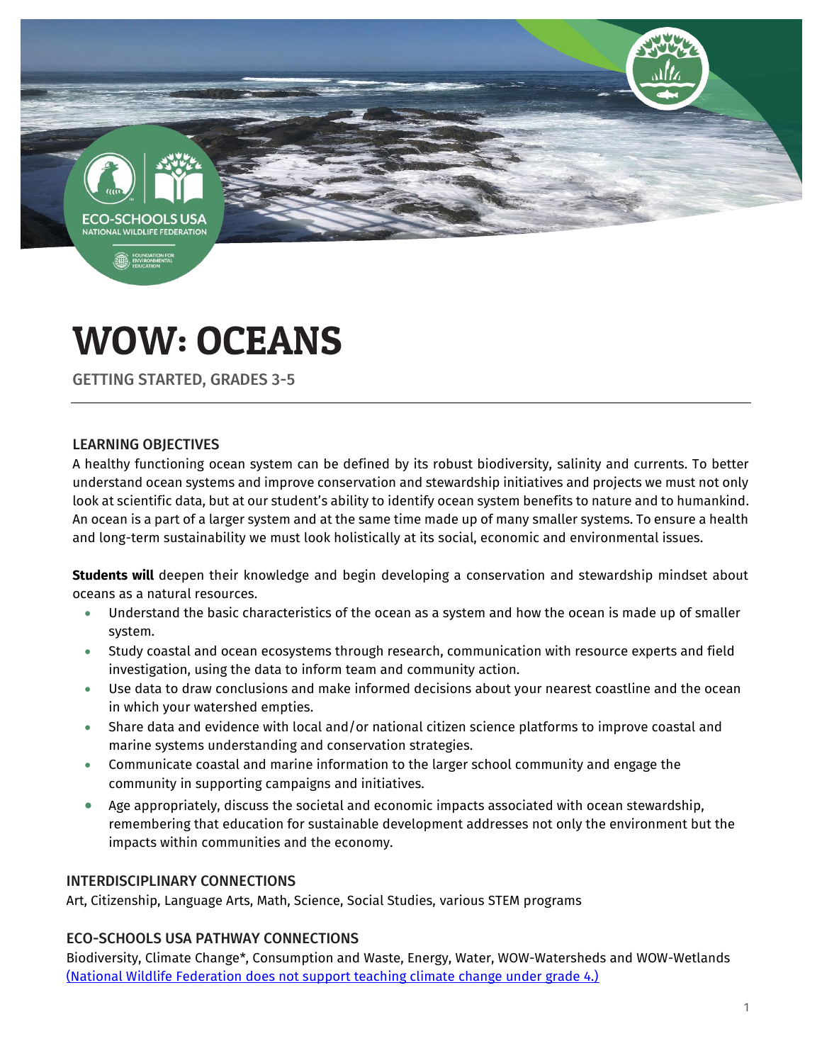# WOW: OCEANS

GETTING STARTED, GRADES 3-5

## LEARNING OBJECTIVES

A healthy functioning ocean system can be defined by its robust biodiversity, salinity and currents. To better understand ocean systems and improve conservation and stewardship initiatives and projects we must not only look at scientific data, but at our student's ability to identify ocean system benefits to nature and to humankind. An ocean is a part of a larger system and at the same time made up of many smaller systems. To ensure a health and long-term sustainability we must look holistically at its social, economic and environmental issues.

**Students will** deepen their knowledge and begin developing a conservation and stewardship mindset about oceans as a natural resources.

- Understand the basic characteristics of the ocean as a system and how the ocean is made up of smaller system.
- Study coastal and ocean ecosystems through research, communication with resource experts and field investigation, using the data to inform team and community action.
- Use data to draw conclusions and make informed decisions about your nearest coastline and the ocean in which your watershed empties.
- Share data and evidence with local and/or national citizen science platforms to improve coastal and marine systems understanding and conservation strategies.
- Communicate coastal and marine information to the larger school community and engage the community in supporting campaigns and initiatives.
- Age appropriately, discuss the societal and economic impacts associated with ocean stewardship, remembering that education for sustainable development addresses not only the environment but the impacts within communities and the economy.

## INTERDISCIPLINARY CONNECTIONS

Art, Citizenship, Language Arts, Math, Science, Social Studies, various STEM programs

## ECO-SCHOOLS USA PATHWAY CONNECTIONS

Biodiversity, Climate Change*, Consumption and Waste, Energy, Water, WOW-Watersheds and WOW-Wetlands
(National Wildlife Federation does not support teaching climate change under grade 4.)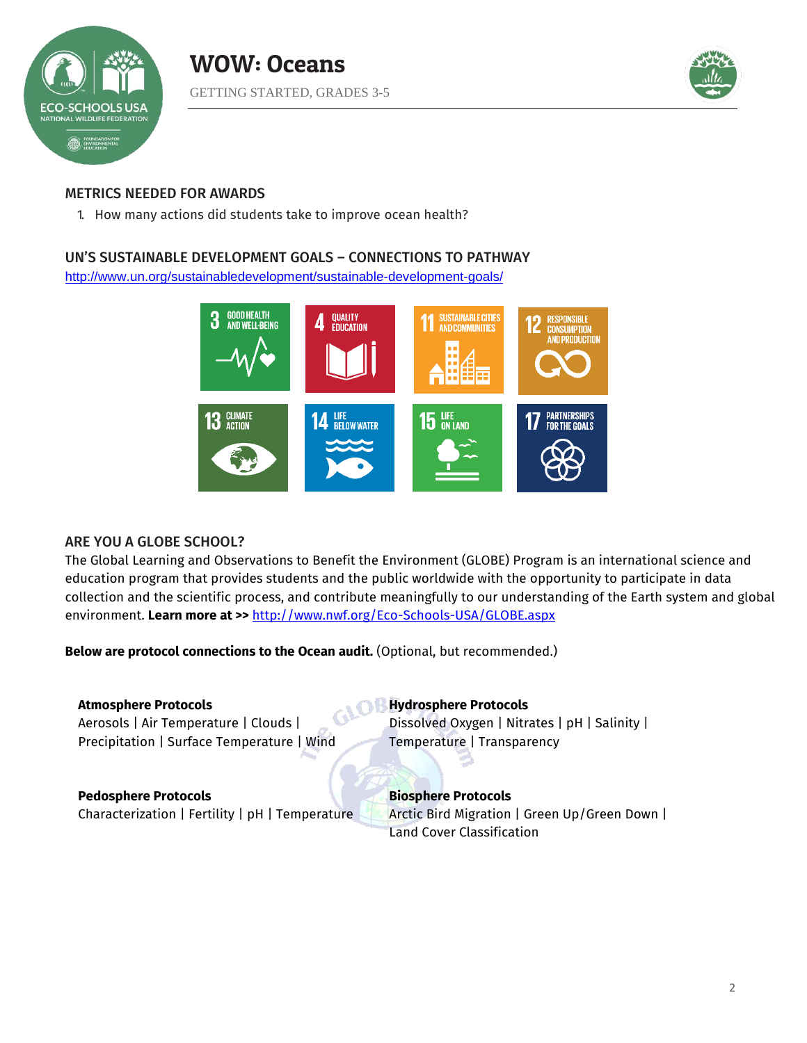# WOW: Oceans

GETTING STARTED, GRADES 3-5

## METRICS NEEDED FOR AWARDS

1. How many actions did students take to improve ocean health?

## UN'S SUSTAINABLE DEVELOPMENT GOALS – CONNECTIONS TO PATHWAY

http://www.un.org/sustainabledevelopment/sustainable-development-goals/

3 GOOD HEALTH AND WELL-BEING | 4 QUALITY EDUCATION | 11 SUSTAINABLE CITIES AND COMMUNITIES | 12 RESPONSIBLE CONSUMPTION AND PRODUCTION | 13 CLIMATE ACTION | 14 LIFE BELOW WATER | 15 LIFE ON LAND | 17 PARTNERSHIPS FOR THE GOALS

## ARE YOU A GLOBE SCHOOL?

The Global Learning and Observations to Benefit the Environment (GLOBE) Program is an international science and education program that provides students and the public worldwide with the opportunity to participate in data collection and the scientific process, and contribute meaningfully to our understanding of the Earth system and global environment. **Learn more at >>** http://www.nwf.org/Eco-Schools-USA/GLOBE.aspx

**Below are protocol connections to the Ocean audit.** (Optional, but recommended.)

**Atmosphere Protocols**
Aerosols | Air Temperature | Clouds | Precipitation | Surface Temperature | Wind

**Hydrosphere Protocols**
Dissolved Oxygen | Nitrates | pH | Salinity | Temperature | Transparency

**Pedosphere Protocols**
Characterization | Fertility | pH | Temperature

**Biosphere Protocols**
Arctic Bird Migration | Green Up/Green Down | Land Cover Classification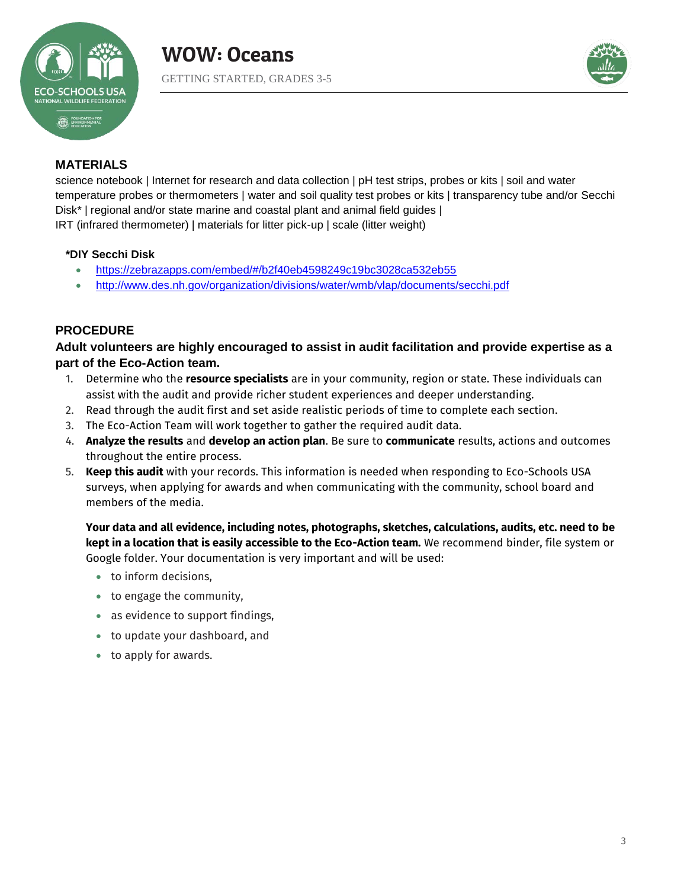## MATERIALS

science notebook | Internet for research and data collection | pH test strips, probes or kits | soil and water temperature probes or thermometers | water and soil quality test probes or kits | transparency tube and/or Secchi Disk* | regional and/or state marine and coastal plant and animal field guides | IRT (infrared thermometer) | materials for litter pick-up | scale (litter weight)

**\*DIY Secchi Disk**

- https://zebrazapps.com/embed/#/b2f40eb4598249c19bc3028ca532eb55
- http://www.des.nh.gov/organization/divisions/water/wmb/vlap/documents/secchi.pdf

## PROCEDURE

**Adult volunteers are highly encouraged to assist in audit facilitation and provide expertise as a part of the Eco-Action team.**

1. Determine who the **resource specialists** are in your community, region or state. These individuals can assist with the audit and provide richer student experiences and deeper understanding.
2. Read through the audit first and set aside realistic periods of time to complete each section.
3. The Eco-Action Team will work together to gather the required audit data.
4. **Analyze the results** and **develop an action plan**. Be sure to **communicate** results, actions and outcomes throughout the entire process.
5. **Keep this audit** with your records. This information is needed when responding to Eco-Schools USA surveys, when applying for awards and when communicating with the community, school board and members of the media.

   **Your data and all evidence, including notes, photographs, sketches, calculations, audits, etc. need to be kept in a location that is easily accessible to the Eco-Action team.** We recommend binder, file system or Google folder. Your documentation is very important and will be used:

   - to inform decisions,
   - to engage the community,
   - as evidence to support findings,
   - to update your dashboard, and
   - to apply for awards.